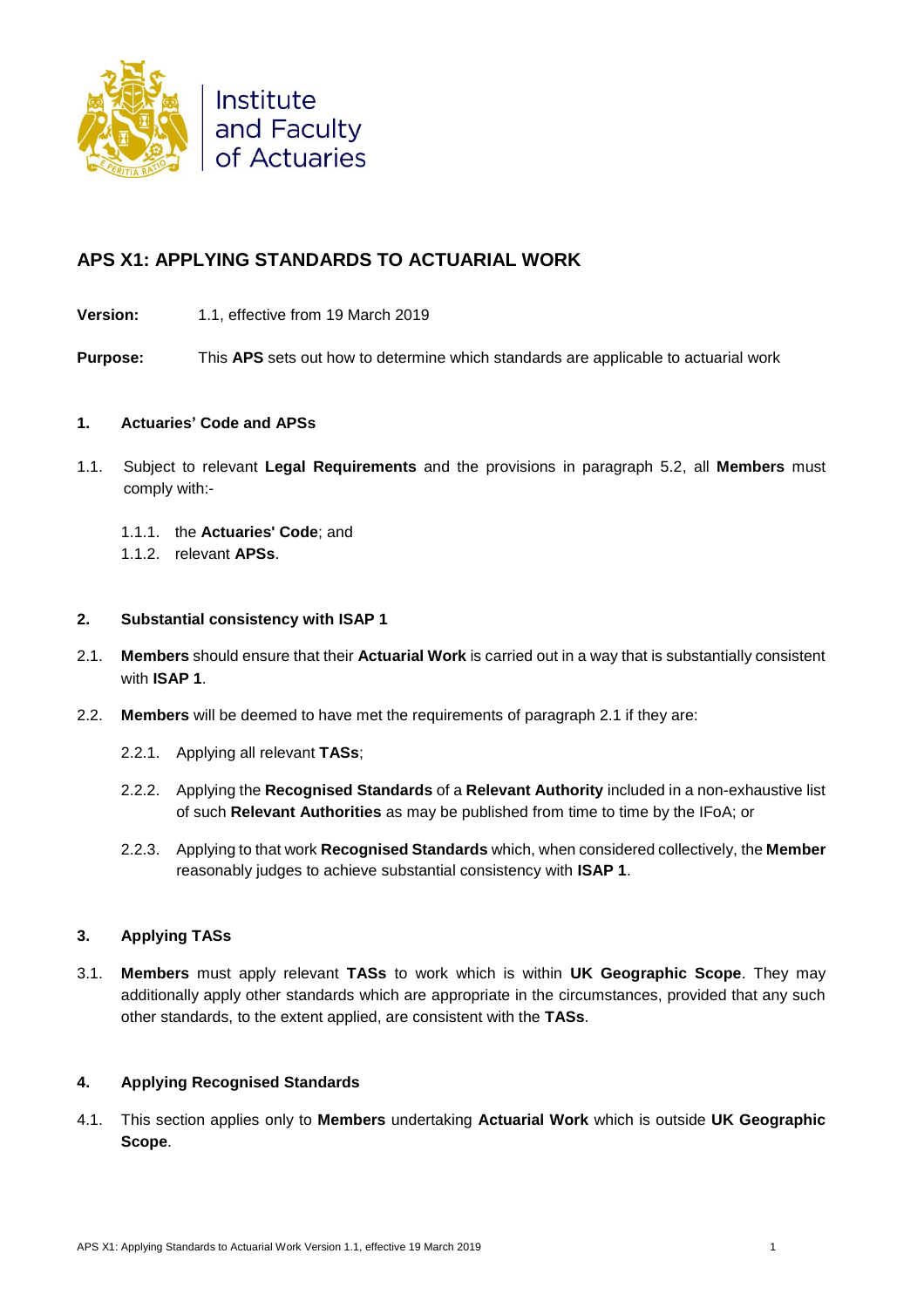Institute and Faculty of Actuaries

## APS X1: APPLYING STANDARDS TO ACTUARIAL WORK

**Version:** 1.1, effective from 19 March 2019

**Purpose:** This **APS** sets out how to determine which standards are applicable to actuarial work

### 1. Actuaries' Code and APSs

1.1. Subject to relevant **Legal Requirements** and the provisions in paragraph 5.2, all **Members** must comply with:-

1.1.1. the **Actuaries' Code**; and

1.1.2. relevant **APSs**.

### 2. Substantial consistency with ISAP 1

2.1. **Members** should ensure that their **Actuarial Work** is carried out in a way that is substantially consistent with **ISAP 1**.

2.2. **Members** will be deemed to have met the requirements of paragraph 2.1 if they are:

2.2.1. Applying all relevant **TASs**;

2.2.2. Applying the **Recognised Standards** of a **Relevant Authority** included in a non-exhaustive list of such **Relevant Authorities** as may be published from time to time by the IFoA; or

2.2.3. Applying to that work **Recognised Standards** which, when considered collectively, the **Member** reasonably judges to achieve substantial consistency with **ISAP 1**.

### 3. Applying TASs

3.1. **Members** must apply relevant **TASs** to work which is within **UK Geographic Scope**. They may additionally apply other standards which are appropriate in the circumstances, provided that any such other standards, to the extent applied, are consistent with the **TASs**.

### 4. Applying Recognised Standards

4.1. This section applies only to **Members** undertaking **Actuarial Work** which is outside **UK Geographic Scope**.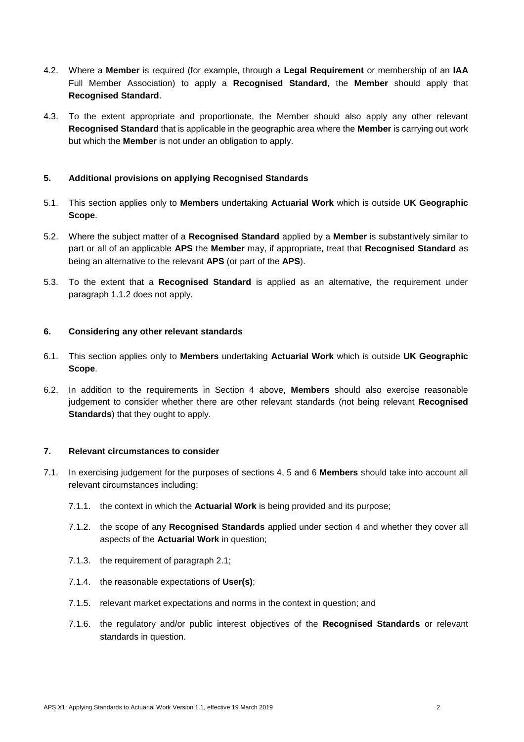4.2. Where a **Member** is required (for example, through a **Legal Requirement** or membership of an **IAA** Full Member Association) to apply a **Recognised Standard**, the **Member** should apply that **Recognised Standard**.

4.3. To the extent appropriate and proportionate, the Member should also apply any other relevant **Recognised Standard** that is applicable in the geographic area where the **Member** is carrying out work but which the **Member** is not under an obligation to apply.

## 5. Additional provisions on applying Recognised Standards

5.1. This section applies only to **Members** undertaking **Actuarial Work** which is outside **UK Geographic Scope**.

5.2. Where the subject matter of a **Recognised Standard** applied by a **Member** is substantively similar to part or all of an applicable **APS** the **Member** may, if appropriate, treat that **Recognised Standard** as being an alternative to the relevant **APS** (or part of the **APS**).

5.3. To the extent that a **Recognised Standard** is applied as an alternative, the requirement under paragraph 1.1.2 does not apply.

## 6. Considering any other relevant standards

6.1. This section applies only to **Members** undertaking **Actuarial Work** which is outside **UK Geographic Scope**.

6.2. In addition to the requirements in Section 4 above, **Members** should also exercise reasonable judgement to consider whether there are other relevant standards (not being relevant **Recognised Standards**) that they ought to apply.

## 7. Relevant circumstances to consider

7.1. In exercising judgement for the purposes of sections 4, 5 and 6 **Members** should take into account all relevant circumstances including:

7.1.1. the context in which the **Actuarial Work** is being provided and its purpose;

7.1.2. the scope of any **Recognised Standards** applied under section 4 and whether they cover all aspects of the **Actuarial Work** in question;

7.1.3. the requirement of paragraph 2.1;

7.1.4. the reasonable expectations of **User(s)**;

7.1.5. relevant market expectations and norms in the context in question; and

7.1.6. the regulatory and/or public interest objectives of the **Recognised Standards** or relevant standards in question.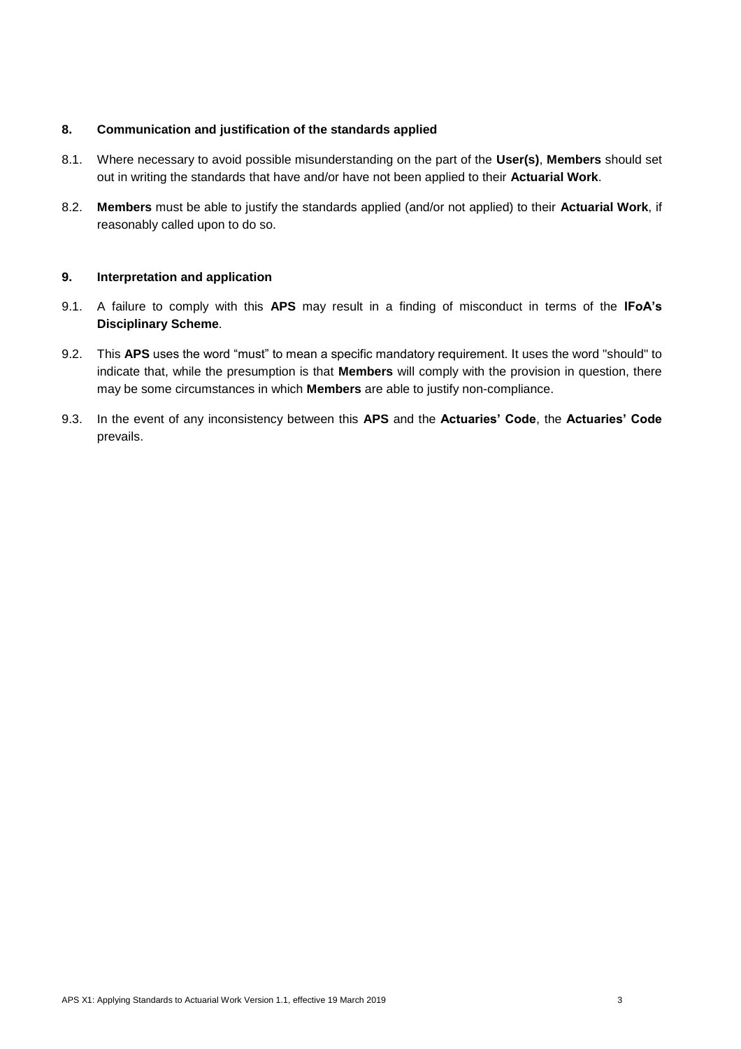## 8. Communication and justification of the standards applied

8.1. Where necessary to avoid possible misunderstanding on the part of the **User(s)**, **Members** should set out in writing the standards that have and/or have not been applied to their **Actuarial Work**.

8.2. **Members** must be able to justify the standards applied (and/or not applied) to their **Actuarial Work**, if reasonably called upon to do so.

## 9. Interpretation and application

9.1. A failure to comply with this **APS** may result in a finding of misconduct in terms of the **IFoA's Disciplinary Scheme**.

9.2. This **APS** uses the word "must" to mean a specific mandatory requirement. It uses the word "should" to indicate that, while the presumption is that **Members** will comply with the provision in question, there may be some circumstances in which **Members** are able to justify non-compliance.

9.3. In the event of any inconsistency between this **APS** and the **Actuaries' Code**, the **Actuaries' Code** prevails.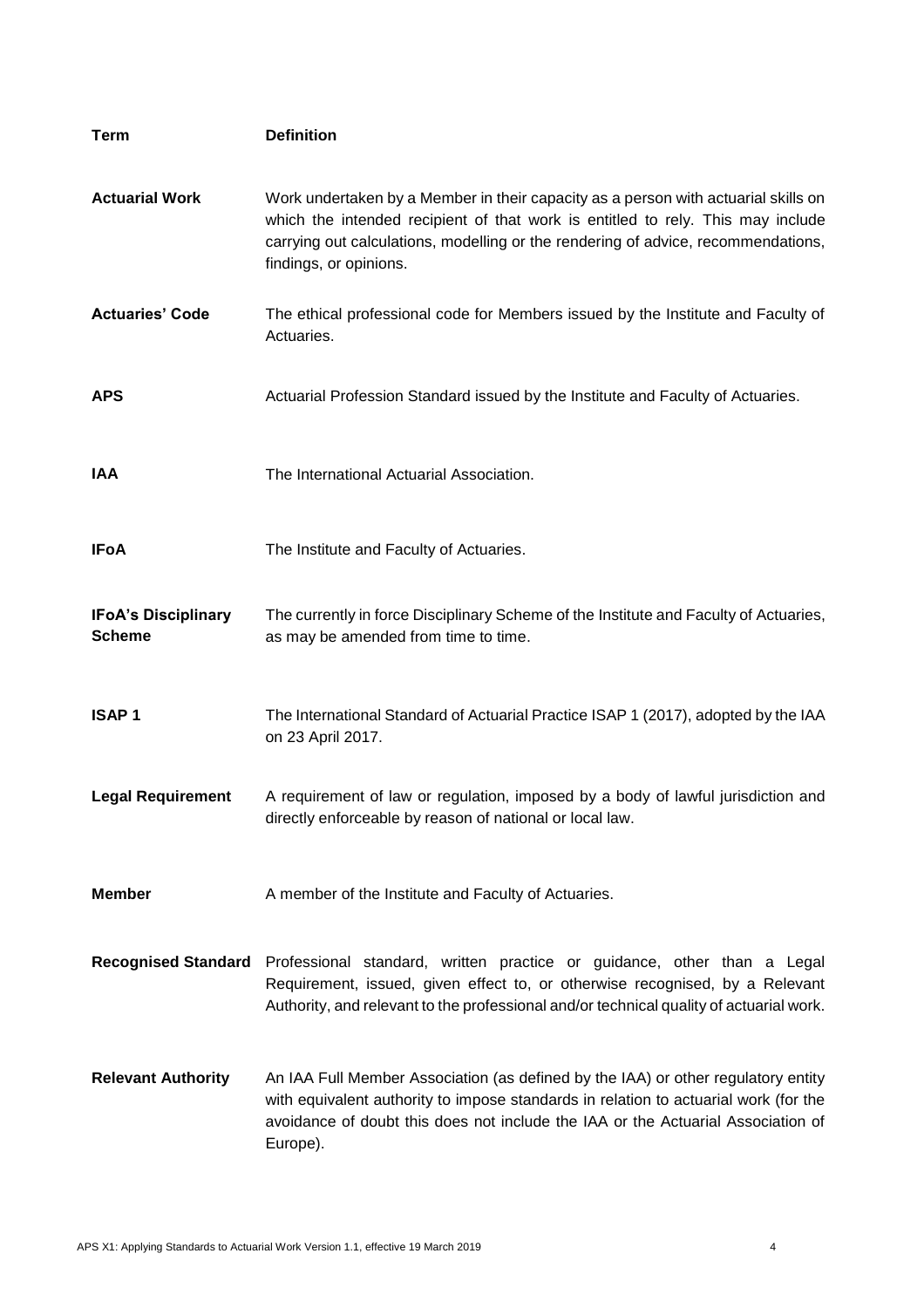| Term | Definition |
|---|---|
| **Actuarial Work** | Work undertaken by a Member in their capacity as a person with actuarial skills on which the intended recipient of that work is entitled to rely. This may include carrying out calculations, modelling or the rendering of advice, recommendations, findings, or opinions. |
| **Actuaries' Code** | The ethical professional code for Members issued by the Institute and Faculty of Actuaries. |
| **APS** | Actuarial Profession Standard issued by the Institute and Faculty of Actuaries. |
| **IAA** | The International Actuarial Association. |
| **IFoA** | The Institute and Faculty of Actuaries. |
| **IFoA's Disciplinary Scheme** | The currently in force Disciplinary Scheme of the Institute and Faculty of Actuaries, as may be amended from time to time. |
| **ISAP 1** | The International Standard of Actuarial Practice ISAP 1 (2017), adopted by the IAA on 23 April 2017. |
| **Legal Requirement** | A requirement of law or regulation, imposed by a body of lawful jurisdiction and directly enforceable by reason of national or local law. |
| **Member** | A member of the Institute and Faculty of Actuaries. |
| **Recognised Standard** | Professional standard, written practice or guidance, other than a Legal Requirement, issued, given effect to, or otherwise recognised, by a Relevant Authority, and relevant to the professional and/or technical quality of actuarial work. |
| **Relevant Authority** | An IAA Full Member Association (as defined by the IAA) or other regulatory entity with equivalent authority to impose standards in relation to actuarial work (for the avoidance of doubt this does not include the IAA or the Actuarial Association of Europe). |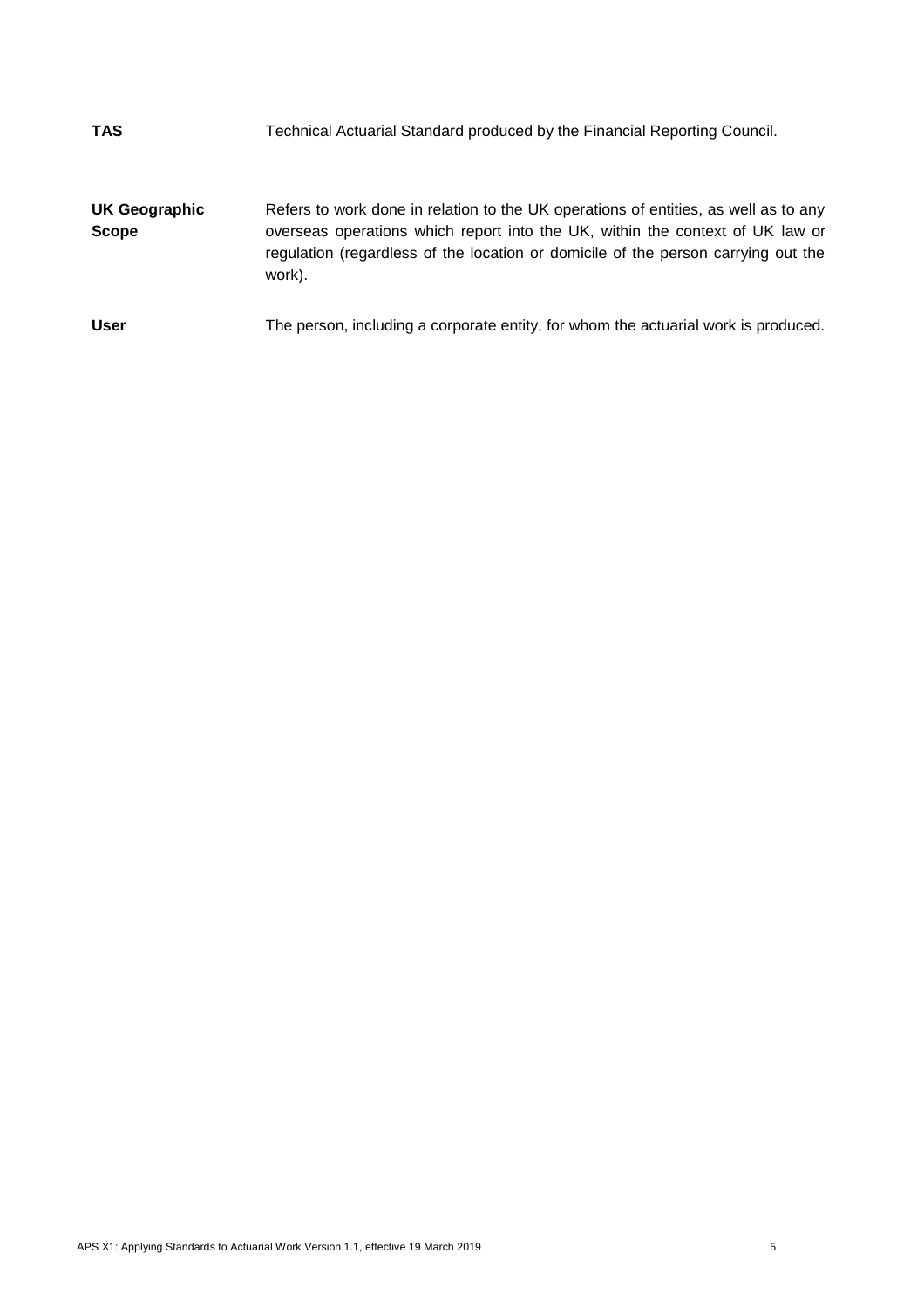| | |
|---|---|
| **TAS** | Technical Actuarial Standard produced by the Financial Reporting Council. |
| **UK Geographic Scope** | Refers to work done in relation to the UK operations of entities, as well as to any overseas operations which report into the UK, within the context of UK law or regulation (regardless of the location or domicile of the person carrying out the work). |
| **User** | The person, including a corporate entity, for whom the actuarial work is produced. |